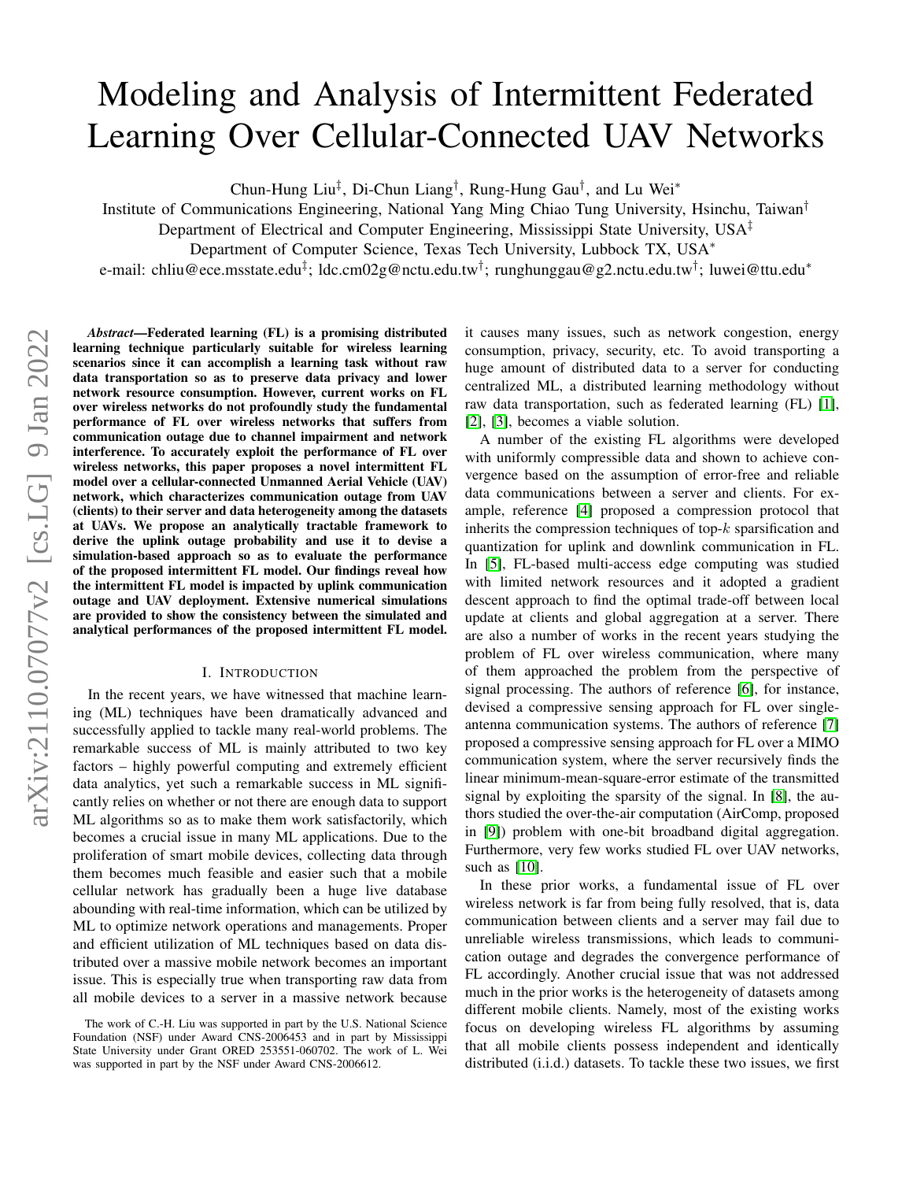# Modeling and Analysis of Intermittent Federated Learning Over Cellular-Connected UAV Networks

Chun-Hung Liu[‡], Di-Chun Liang[†], Rung-Hung Gau[†], and Lu Wei[*]

Institute of Communications Engineering, National Yang Ming Chiao Tung University, Hsinchu, Taiwan[†]

Department of Electrical and Computer Engineering, Mississippi State University, USA[‡]

Department of Computer Science, Texas Tech University, Lubbock TX, USA[*]

e-mail: chliu@ece.msstate.edu[‡]; ldc.cm02g@nctu.edu.tw[†]; runghunggau@g2.nctu.edu.tw[†]; luwei@ttu.edu[*]

***Abstract*—Federated learning (FL) is a promising distributed learning technique particularly suitable for wireless learning scenarios since it can accomplish a learning task without raw data transportation so as to preserve data privacy and lower network resource consumption. However, current works on FL over wireless networks do not profoundly study the fundamental performance of FL over wireless networks that suffers from communication outage due to channel impairment and network interference. To accurately exploit the performance of FL over wireless networks, this paper proposes a novel intermittent FL model over a cellular-connected Unmanned Aerial Vehicle (UAV) network, which characterizes communication outage from UAV (clients) to their server and data heterogeneity among the datasets at UAVs. We propose an analytically tractable framework to derive the uplink outage probability and use it to devise a simulation-based approach so as to evaluate the performance of the proposed intermittent FL model. Our findings reveal how the intermittent FL model is impacted by uplink communication outage and UAV deployment. Extensive numerical simulations are provided to show the consistency between the simulated and analytical performances of the proposed intermittent FL model.**

## I. Introduction

In the recent years, we have witnessed that machine learning (ML) techniques have been dramatically advanced and successfully applied to tackle many real-world problems. The remarkable success of ML is mainly attributed to two key factors – highly powerful computing and extremely efficient data analytics, yet such a remarkable success in ML significantly relies on whether or not there are enough data to support ML algorithms so as to make them work satisfactorily, which becomes a crucial issue in many ML applications. Due to the proliferation of smart mobile devices, collecting data through them becomes much feasible and easier such that a mobile cellular network has gradually been a huge live database abounding with real-time information, which can be utilized by ML to optimize network operations and managements. Proper and efficient utilization of ML techniques based on data distributed over a massive mobile network becomes an important issue. This is especially true when transporting raw data from all mobile devices to a server in a massive network because it causes many issues, such as network congestion, energy consumption, privacy, security, etc. To avoid transporting a huge amount of distributed data to a server for conducting centralized ML, a distributed learning methodology without raw data transportation, such as federated learning (FL) [1], [2], [3], becomes a viable solution.

A number of the existing FL algorithms were developed with uniformly compressible data and shown to achieve convergence based on the assumption of error-free and reliable data communications between a server and clients. For example, reference [4] proposed a compression protocol that inherits the compression techniques of top-$k$ sparsification and quantization for uplink and downlink communication in FL. In [5], FL-based multi-access edge computing was studied with limited network resources and it adopted a gradient descent approach to find the optimal trade-off between local update at clients and global aggregation at a server. There are also a number of works in the recent years studying the problem of FL over wireless communication, where many of them approached the problem from the perspective of signal processing. The authors of reference [6], for instance, devised a compressive sensing approach for FL over single-antenna communication systems. The authors of reference [7] proposed a compressive sensing approach for FL over a MIMO communication system, where the server recursively finds the linear minimum-mean-square-error estimate of the transmitted signal by exploiting the sparsity of the signal. In [8], the authors studied the over-the-air computation (AirComp, proposed in [9]) problem with one-bit broadband digital aggregation. Furthermore, very few works studied FL over UAV networks, such as [10].

In these prior works, a fundamental issue of FL over wireless network is far from being fully resolved, that is, data communication between clients and a server may fail due to unreliable wireless transmissions, which leads to communication outage and degrades the convergence performance of FL accordingly. Another crucial issue that was not addressed much in the prior works is the heterogeneity of datasets among different mobile clients. Namely, most of the existing works focus on developing wireless FL algorithms by assuming that all mobile clients possess independent and identically distributed (i.i.d.) datasets. To tackle these two issues, we first

The work of C.-H. Liu was supported in part by the U.S. National Science Foundation (NSF) under Award CNS-2006453 and in part by Mississippi State University under Grant ORED 253551-060702. The work of L. Wei was supported in part by the NSF under Award CNS-2006612.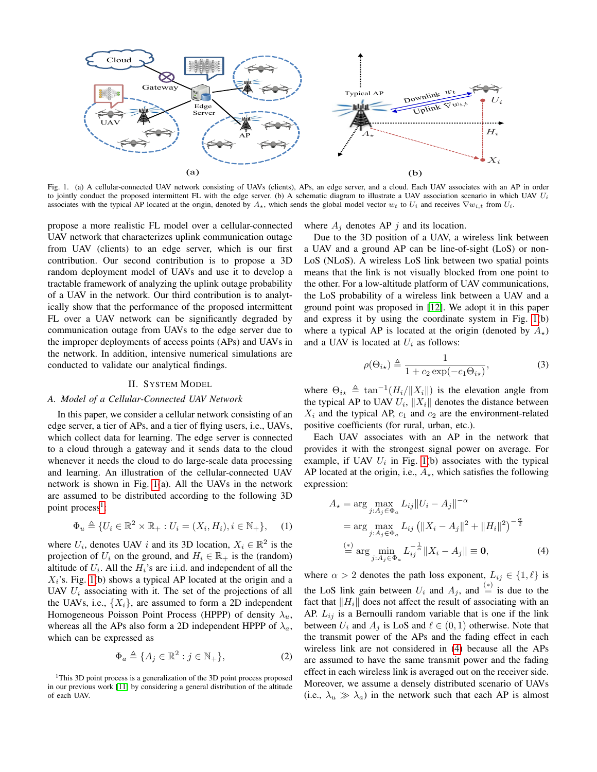Fig. 1. (a) A cellular-connected UAV network consisting of UAVs (clients), APs, an edge server, and a cloud. Each UAV associates with an AP in order to jointly conduct the proposed intermittent FL with the edge server. (b) A schematic diagram to illustrate a UAV association scenario in which UAV $U_i$ associates with the typical AP located at the origin, denoted by $A_\star$, which sends the global model vector $w_t$ to $U_i$ and receives $\nabla w_{i,t}$ from $U_i$.

propose a more realistic FL model over a cellular-connected UAV network that characterizes uplink communication outage from UAV (clients) to an edge server, which is our first contribution. Our second contribution is to propose a 3D random deployment model of UAVs and use it to develop a tractable framework of analyzing the uplink outage probability of a UAV in the network. Our third contribution is to analytically show that the performance of the proposed intermittent FL over a UAV network can be significantly degraded by communication outage from UAVs to the edge server due to the improper deployments of access points (APs) and UAVs in the network. In addition, intensive numerical simulations are conducted to validate our analytical findings.

## II. System Model

### A. Model of a Cellular-Connected UAV Network

In this paper, we consider a cellular network consisting of an edge server, a tier of APs, and a tier of flying users, i.e., UAVs, which collect data for learning. The edge server is connected to a cloud through a gateway and it sends data to the cloud whenever it needs the cloud to do large-scale data processing and learning. An illustration of the cellular-connected UAV network is shown in Fig. 1(a). All the UAVs in the network are assumed to be distributed according to the following 3D point process[1]:

$$\Phi_u \triangleq \{U_i \in \mathbb{R}^2 \times \mathbb{R}_+ : U_i = (X_i, H_i), i \in \mathbb{N}_+\}, \quad (1)$$

where $U_i$, denotes UAV $i$ and its 3D location, $X_i \in \mathbb{R}^2$ is the projection of $U_i$ on the ground, and $H_i \in \mathbb{R}_+$ is the (random) altitude of $U_i$. All the $H_i$'s are i.i.d. and independent of all the $X_i$'s. Fig. 1(b) shows a typical AP located at the origin and a UAV $U_i$ associating with it. The set of the projections of all the UAVs, i.e., $\{X_i\}$, are assumed to form a 2D independent Homogeneous Poisson Point Process (HPPP) of density $\lambda_u$, whereas all the APs also form a 2D independent HPPP of $\lambda_a$, which can be expressed as

$$\Phi_a \triangleq \{A_j \in \mathbb{R}^2 : j \in \mathbb{N}_+\}, \quad (2)$$

where $A_j$ denotes AP $j$ and its location.

Due to the 3D position of a UAV, a wireless link between a UAV and a ground AP can be line-of-sight (LoS) or non-LoS (NLoS). A wireless LoS link between two spatial points means that the link is not visually blocked from one point to the other. For a low-altitude platform of UAV communications, the LoS probability of a wireless link between a UAV and a ground point was proposed in [12]. We adopt it in this paper and express it by using the coordinate system in Fig. 1(b) where a typical AP is located at the origin (denoted by $A_\star$) and a UAV is located at $U_i$ as follows:

$$\rho(\Theta_{i\star}) \triangleq \frac{1}{1 + c_2 \exp(-c_1 \Theta_{i\star})}, \quad (3)$$

where $\Theta_{i\star} \triangleq \tan^{-1}(H_i/\|X_i\|)$ is the elevation angle from the typical AP to UAV $U_i$, $\|X_i\|$ denotes the distance between $X_i$ and the typical AP, $c_1$ and $c_2$ are the environment-related positive coefficients (for rural, urban, etc.).

Each UAV associates with an AP in the network that provides it with the strongest signal power on average. For example, if UAV $U_i$ in Fig. 1(b) associates with the typical AP located at the origin, i.e., $A_\star$, which satisfies the following expression:

$$\begin{aligned} A_\star &= \arg \max_{j:A_j \in \Phi_a} L_{ij} \|U_i - A_j\|^{-\alpha} \\ &= \arg \max_{j:A_j \in \Phi_a} L_{ij} \left(\|X_i - A_j\|^2 + \|H_i\|^2\right)^{-\frac{\alpha}{2}} \\ &\overset{(*)}{=} \arg \min_{j:A_j \in \Phi_a} L_{ij}^{-\frac{1}{\alpha}} \|X_i - A_j\| \equiv \mathbf{0}, \end{aligned} \quad (4)$$

where $\alpha > 2$ denotes the path loss exponent, $L_{ij} \in \{1, \ell\}$ is the LoS link gain between $U_i$ and $A_j$, and $\overset{(*)}{=}$ is due to the fact that $\|H_i\|$ does not affect the result of associating with an AP. $L_{ij}$ is a Bernoulli random variable that is one if the link between $U_i$ and $A_j$ is LoS and $\ell \in (0, 1)$ otherwise. Note that the transmit power of the APs and the fading effect in each wireless link are not considered in (4) because all the APs are assumed to have the same transmit power and the fading effect in each wireless link is averaged out on the receiver side. Moreover, we assume a densely distributed scenario of UAVs (i.e., $\lambda_u \gg \lambda_a$) in the network such that each AP is almost

[1]This 3D point process is a generalization of the 3D point process proposed in our previous work [11] by considering a general distribution of the altitude of each UAV.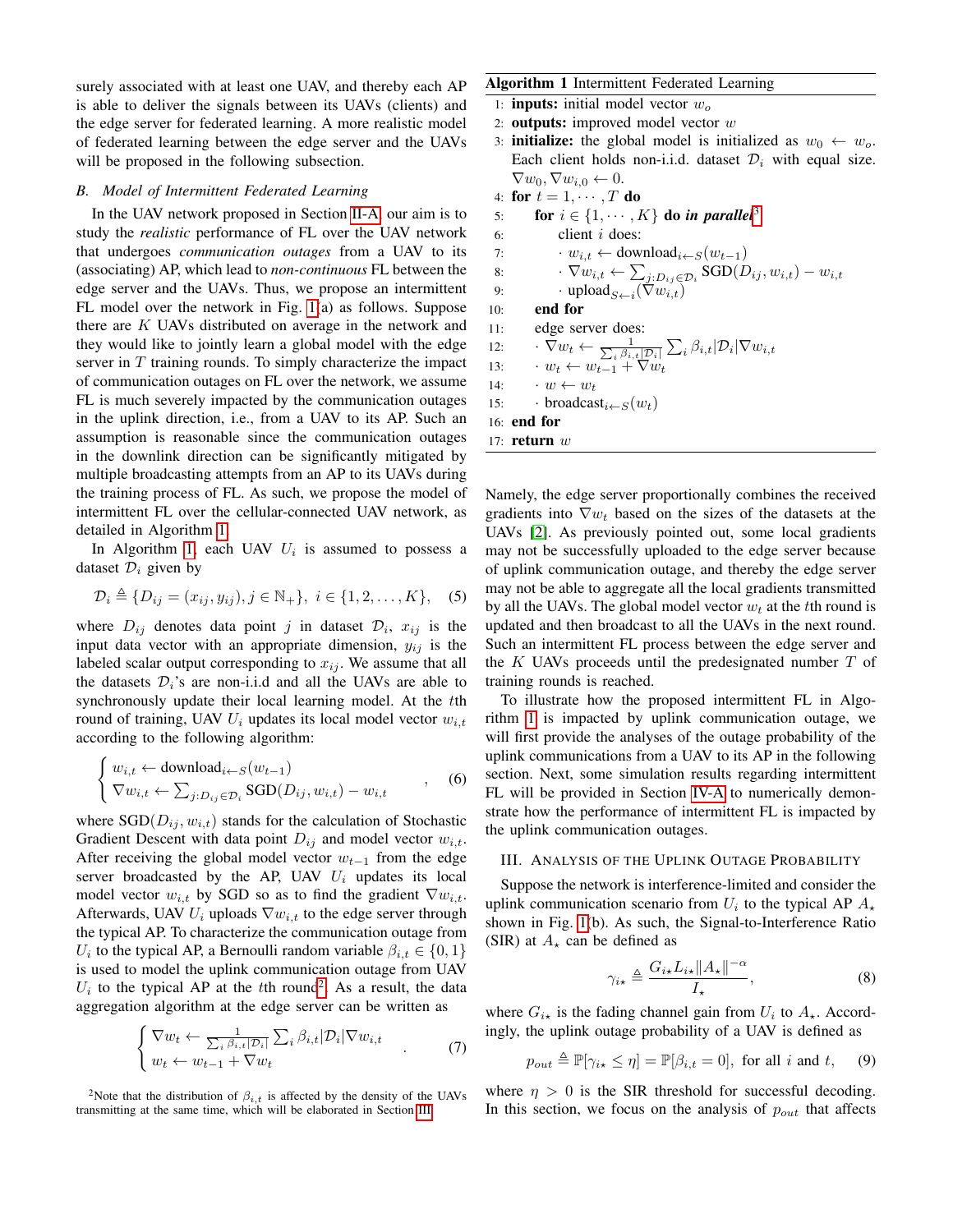surely associated with at least one UAV, and thereby each AP is able to deliver the signals between its UAVs (clients) and the edge server for federated learning. A more realistic model of federated learning between the edge server and the UAVs will be proposed in the following subsection.

### B. Model of Intermittent Federated Learning

In the UAV network proposed in Section II-A, our aim is to study the *realistic* performance of FL over the UAV network that undergoes *communication outages* from a UAV to its (associating) AP, which lead to *non-continuous* FL between the edge server and the UAVs. Thus, we propose an intermittent FL model over the network in Fig. 1(a) as follows. Suppose there are $K$ UAVs distributed on average in the network and they would like to jointly learn a global model with the edge server in $T$ training rounds. To simply characterize the impact of communication outages on FL over the network, we assume FL is much severely impacted by the communication outages in the uplink direction, i.e., from a UAV to its AP. Such an assumption is reasonable since the communication outages in the downlink direction can be significantly mitigated by multiple broadcasting attempts from an AP to its UAVs during the training process of FL. As such, we propose the model of intermittent FL over the cellular-connected UAV network, as detailed in Algorithm 1.

In Algorithm 1, each UAV $U_i$ is assumed to possess a dataset $\mathcal{D}_i$ given by

$$\mathcal{D}_i \triangleq \{D_{ij} = (x_{ij}, y_{ij}), j \in \mathbb{N}_+\},\ i \in \{1, 2, \ldots, K\}, \quad (5)$$

where $D_{ij}$ denotes data point $j$ in dataset $\mathcal{D}_i$, $x_{ij}$ is the input data vector with an appropriate dimension, $y_{ij}$ is the labeled scalar output corresponding to $x_{ij}$. We assume that all the datasets $\mathcal{D}_i$'s are non-i.i.d and all the UAVs are able to synchronously update their local learning model. At the $t$th round of training, UAV $U_i$ updates its local model vector $w_{i,t}$ according to the following algorithm:

$$\begin{cases} w_{i,t} \leftarrow \text{download}_{i \leftarrow S}(w_{t-1}) \\ \nabla w_{i,t} \leftarrow \sum_{j: D_{ij} \in \mathcal{D}_i} \text{SGD}(D_{ij}, w_{i,t}) - w_{i,t} \end{cases}, \quad (6)$$

where $\text{SGD}(D_{ij}, w_{i,t})$ stands for the calculation of Stochastic Gradient Descent with data point $D_{ij}$ and model vector $w_{i,t}$. After receiving the global model vector $w_{t-1}$ from the edge server broadcasted by the AP, UAV $U_i$ updates its local model vector $w_{i,t}$ by SGD so as to find the gradient $\nabla w_{i,t}$. Afterwards, UAV $U_i$ uploads $\nabla w_{i,t}$ to the edge server through the typical AP. To characterize the communication outage from $U_i$ to the typical AP, a Bernoulli random variable $\beta_{i,t} \in \{0, 1\}$ is used to model the uplink communication outage from UAV $U_i$ to the typical AP at the $t$th round[2]. As a result, the data aggregation algorithm at the edge server can be written as

$$\begin{cases} \nabla w_t \leftarrow \frac{1}{\sum_i \beta_{i,t} |\mathcal{D}_i|} \sum_i \beta_{i,t} |\mathcal{D}_i| \nabla w_{i,t} \\ w_t \leftarrow w_{t-1} + \nabla w_t \end{cases}. \quad (7)$$

[2]Note that the distribution of $\beta_{i,t}$ is affected by the density of the UAVs transmitting at the same time, which will be elaborated in Section III.

**Algorithm 1** Intermittent Federated Learning

1: **inputs:** initial model vector $w_o$
2: **outputs:** improved model vector $w$
3: **initialize:** the global model is initialized as $w_0 \leftarrow w_o$. Each client holds non-i.i.d. dataset $\mathcal{D}_i$ with equal size. $\nabla w_0, \nabla w_{i,0} \leftarrow 0$.
4: **for** $t = 1, \cdots, T$ **do**
5: &nbsp;&nbsp;&nbsp;&nbsp;**for** $i \in \{1, \cdots, K\}$ **do** ***in parallel***[3]
6: &nbsp;&nbsp;&nbsp;&nbsp;&nbsp;&nbsp;&nbsp;&nbsp;client $i$ does:
7: &nbsp;&nbsp;&nbsp;&nbsp;&nbsp;&nbsp;&nbsp;&nbsp;· $w_{i,t} \leftarrow \text{download}_{i \leftarrow S}(w_{t-1})$
8: &nbsp;&nbsp;&nbsp;&nbsp;&nbsp;&nbsp;&nbsp;&nbsp;· $\nabla w_{i,t} \leftarrow \sum_{j: D_{ij} \in \mathcal{D}_i} \text{SGD}(D_{ij}, w_{i,t}) - w_{i,t}$
9: &nbsp;&nbsp;&nbsp;&nbsp;&nbsp;&nbsp;&nbsp;&nbsp;· $\text{upload}_{S \leftarrow i}(\nabla w_{i,t})$
10: &nbsp;&nbsp;&nbsp;&nbsp;**end for**
11: &nbsp;&nbsp;&nbsp;&nbsp;edge server does:
12: &nbsp;&nbsp;&nbsp;&nbsp;· $\nabla w_t \leftarrow \frac{1}{\sum_i \beta_{i,t} |\mathcal{D}_i|} \sum_i \beta_{i,t} |\mathcal{D}_i| \nabla w_{i,t}$
13: &nbsp;&nbsp;&nbsp;&nbsp;· $w_t \leftarrow w_{t-1} + \nabla w_t$
14: &nbsp;&nbsp;&nbsp;&nbsp;· $w \leftarrow w_t$
15: &nbsp;&nbsp;&nbsp;&nbsp;· $\text{broadcast}_{i \leftarrow S}(w_t)$
16: **end for**
17: **return** $w$

Namely, the edge server proportionally combines the received gradients into $\nabla w_t$ based on the sizes of the datasets at the UAVs [2]. As previously pointed out, some local gradients may not be successfully uploaded to the edge server because of uplink communication outage, and thereby the edge server may not be able to aggregate all the local gradients transmitted by all the UAVs. The global model vector $w_t$ at the $t$th round is updated and then broadcast to all the UAVs in the next round. Such an intermittent FL process between the edge server and the $K$ UAVs proceeds until the predesignated number $T$ of training rounds is reached.

To illustrate how the proposed intermittent FL in Algorithm 1 is impacted by uplink communication outage, we will first provide the analyses of the outage probability of the uplink communications from a UAV to its AP in the following section. Next, some simulation results regarding intermittent FL will be provided in Section IV-A to numerically demonstrate how the performance of intermittent FL is impacted by the uplink communication outages.

## III. Analysis of the Uplink Outage Probability

Suppose the network is interference-limited and consider the uplink communication scenario from $U_i$ to the typical AP $A_\star$ shown in Fig. 1(b). As such, the Signal-to-Interference Ratio (SIR) at $A_\star$ can be defined as

$$\gamma_{i\star} \triangleq \frac{G_{i\star} L_{i\star} \|A_\star\|^{-\alpha}}{I_\star}, \quad (8)$$

where $G_{i\star}$ is the fading channel gain from $U_i$ to $A_\star$. Accordingly, the uplink outage probability of a UAV is defined as

$$p_{out} \triangleq \mathbb{P}[\gamma_{i\star} \leq \eta] = \mathbb{P}[\beta_{i,t} = 0], \text{ for all } i \text{ and } t, \quad (9)$$

where $\eta > 0$ is the SIR threshold for successful decoding. In this section, we focus on the analysis of $p_{out}$ that affects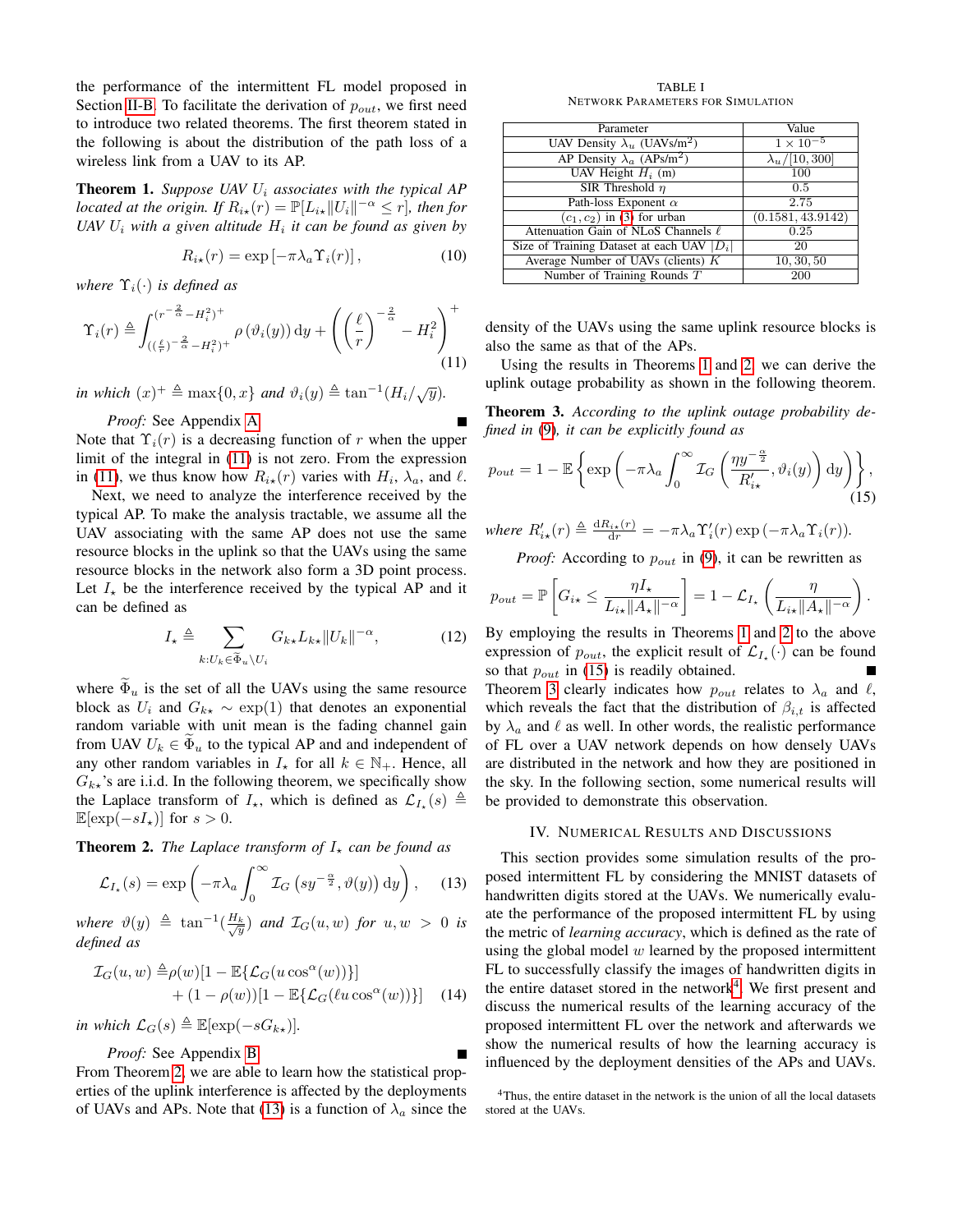the performance of the intermittent FL model proposed in Section II-B. To facilitate the derivation of $p_{out}$, we first need to introduce two related theorems. The first theorem stated in the following is about the distribution of the path loss of a wireless link from a UAV to its AP.

**Theorem 1.** *Suppose UAV $U_i$ associates with the typical AP located at the origin. If $R_{i\star}(r) = \mathbb{P}[L_{i\star}\|U_i\|^{-\alpha} \leq r]$, then for UAV $U_i$ with a given altitude $H_i$ it can be found as given by*

$$R_{i\star}(r) = \exp\left[-\pi\lambda_a \Upsilon_i(r)\right], \tag{10}$$

*where $\Upsilon_i(\cdot)$ is defined as*

$$\Upsilon_i(r) \triangleq \int_{((\frac{\ell}{r})^{-\frac{2}{\alpha}}-H_i^2)^+}^{(r^{-\frac{2}{\alpha}}-H_i^2)^+} \rho\left(\vartheta_i(y)\right) \mathrm{d}y + \left(\left(\frac{\ell}{r}\right)^{-\frac{2}{\alpha}} - H_i^2\right)^+ \tag{11}$$

*in which $(x)^+ \triangleq \max\{0, x\}$ and $\vartheta_i(y) \triangleq \tan^{-1}(H_i/\sqrt{y})$.*

*Proof:* See Appendix A. ∎

Note that $\Upsilon_i(r)$ is a decreasing function of $r$ when the upper limit of the integral in (11) is not zero. From the expression in (11), we thus know how $R_{i\star}(r)$ varies with $H_i$, $\lambda_a$, and $\ell$.

Next, we need to analyze the interference received by the typical AP. To make the analysis tractable, we assume all the UAV associating with the same AP does not use the same resource blocks in the uplink so that the UAVs using the same resource blocks in the network also form a 3D point process. Let $I_\star$ be the interference received by the typical AP and it can be defined as

$$I_\star \triangleq \sum_{k:U_k \in \widetilde{\Phi}_u \setminus U_i} G_{k\star} L_{k\star} \|U_k\|^{-\alpha}, \tag{12}$$

where $\widetilde{\Phi}_u$ is the set of all the UAVs using the same resource block as $U_i$ and $G_{k\star} \sim \exp(1)$ that denotes an exponential random variable with unit mean is the fading channel gain from UAV $U_k \in \widetilde{\Phi}_u$ to the typical AP and and independent of any other random variables in $I_\star$ for all $k \in \mathbb{N}_+$. Hence, all $G_{k\star}$'s are i.i.d. In the following theorem, we specifically show the Laplace transform of $I_\star$, which is defined as $\mathcal{L}_{I_\star}(s) \triangleq \mathbb{E}[\exp(-sI_\star)]$ for $s > 0$.

**Theorem 2.** *The Laplace transform of $I_\star$ can be found as*

$$\mathcal{L}_{I_\star}(s) = \exp\left(-\pi\lambda_a \int_0^\infty \mathcal{I}_G\left(sy^{-\frac{\alpha}{2}}, \vartheta(y)\right) \mathrm{d}y\right), \tag{13}$$

*where $\vartheta(y) \triangleq \tan^{-1}(\frac{H_k}{\sqrt{y}})$ and $\mathcal{I}_G(u, w)$ for $u, w > 0$ is defined as*

$$\begin{aligned}\mathcal{I}_G(u, w) \triangleq& \rho(w)[1 - \mathbb{E}\{\mathcal{L}_G(u\cos^\alpha(w))\}] \\ &+ (1 - \rho(w))[1 - \mathbb{E}\{\mathcal{L}_G(\ell u\cos^\alpha(w))\}]\end{aligned} \tag{14}$$

*in which $\mathcal{L}_G(s) \triangleq \mathbb{E}[\exp(-sG_{k\star})]$.*

*Proof:* See Appendix B. ∎

From Theorem 2, we are able to learn how the statistical properties of the uplink interference is affected by the deployments of UAVs and APs. Note that (13) is a function of $\lambda_a$ since the density of the UAVs using the same uplink resource blocks is also the same as that of the APs.

TABLE I
NETWORK PARAMETERS FOR SIMULATION

| Parameter | Value |
|---|---|
| UAV Density $\lambda_u$ (UAVs/m$^2$) | $1 \times 10^{-5}$ |
| AP Density $\lambda_a$ (APs/m$^2$) | $\lambda_u/[10, 300]$ |
| UAV Height $H_i$ (m) | 100 |
| SIR Threshold $\eta$ | 0.5 |
| Path-loss Exponent $\alpha$ | 2.75 |
| $(c_1, c_2)$ in (3) for urban | $(0.1581, 43.9142)$ |
| Attenuation Gain of NLoS Channels $\ell$ | 0.25 |
| Size of Training Dataset at each UAV $\lvert D_i \rvert$ | 20 |
| Average Number of UAVs (clients) $K$ | $10, 30, 50$ |
| Number of Training Rounds $T$ | 200 |

Using the results in Theorems 1 and 2, we can derive the uplink outage probability as shown in the following theorem.

**Theorem 3.** *According to the uplink outage probability defined in (9), it can be explicitly found as*

$$p_{out} = 1 - \mathbb{E}\left\{\exp\left(-\pi\lambda_a \int_0^\infty \mathcal{I}_G\left(\frac{\eta y^{-\frac{\alpha}{2}}}{R'_{i\star}}, \vartheta_i(y)\right) \mathrm{d}y\right)\right\}, \tag{15}$$

*where $R'_{i\star}(r) \triangleq \frac{\mathrm{d}R_{i\star}(r)}{\mathrm{d}r} = -\pi\lambda_a \Upsilon'_i(r) \exp\left(-\pi\lambda_a \Upsilon_i(r)\right)$.*

*Proof:* According to $p_{out}$ in (9), it can be rewritten as

$$p_{out} = \mathbb{P}\left[G_{i\star} \leq \frac{\eta I_\star}{L_{i\star}\|A_\star\|^{-\alpha}}\right] = 1 - \mathcal{L}_{I_\star}\left(\frac{\eta}{L_{i\star}\|A_\star\|^{-\alpha}}\right).$$

By employing the results in Theorems 1 and 2 to the above expression of $p_{out}$, the explicit result of $\mathcal{L}_{I_\star}(\cdot)$ can be found so that $p_{out}$ in (15) is readily obtained. ∎

Theorem 3 clearly indicates how $p_{out}$ relates to $\lambda_a$ and $\ell$, which reveals the fact that the distribution of $\beta_{i,t}$ is affected by $\lambda_a$ and $\ell$ as well. In other words, the realistic performance of FL over a UAV network depends on how densely UAVs are distributed in the network and how they are positioned in the sky. In the following section, some numerical results will be provided to demonstrate this observation.

## IV. Numerical Results and Discussions

This section provides some simulation results of the proposed intermittent FL by considering the MNIST datasets of handwritten digits stored at the UAVs. We numerically evaluate the performance of the proposed intermittent FL by using the metric of *learning accuracy*, which is defined as the rate of using the global model $w$ learned by the proposed intermittent FL to successfully classify the images of handwritten digits in the entire dataset stored in the network[4]. We first present and discuss the numerical results of the learning accuracy of the proposed intermittent FL over the network and afterwards we show the numerical results of how the learning accuracy is influenced by the deployment densities of the APs and UAVs.

[4]Thus, the entire dataset in the network is the union of all the local datasets stored at the UAVs.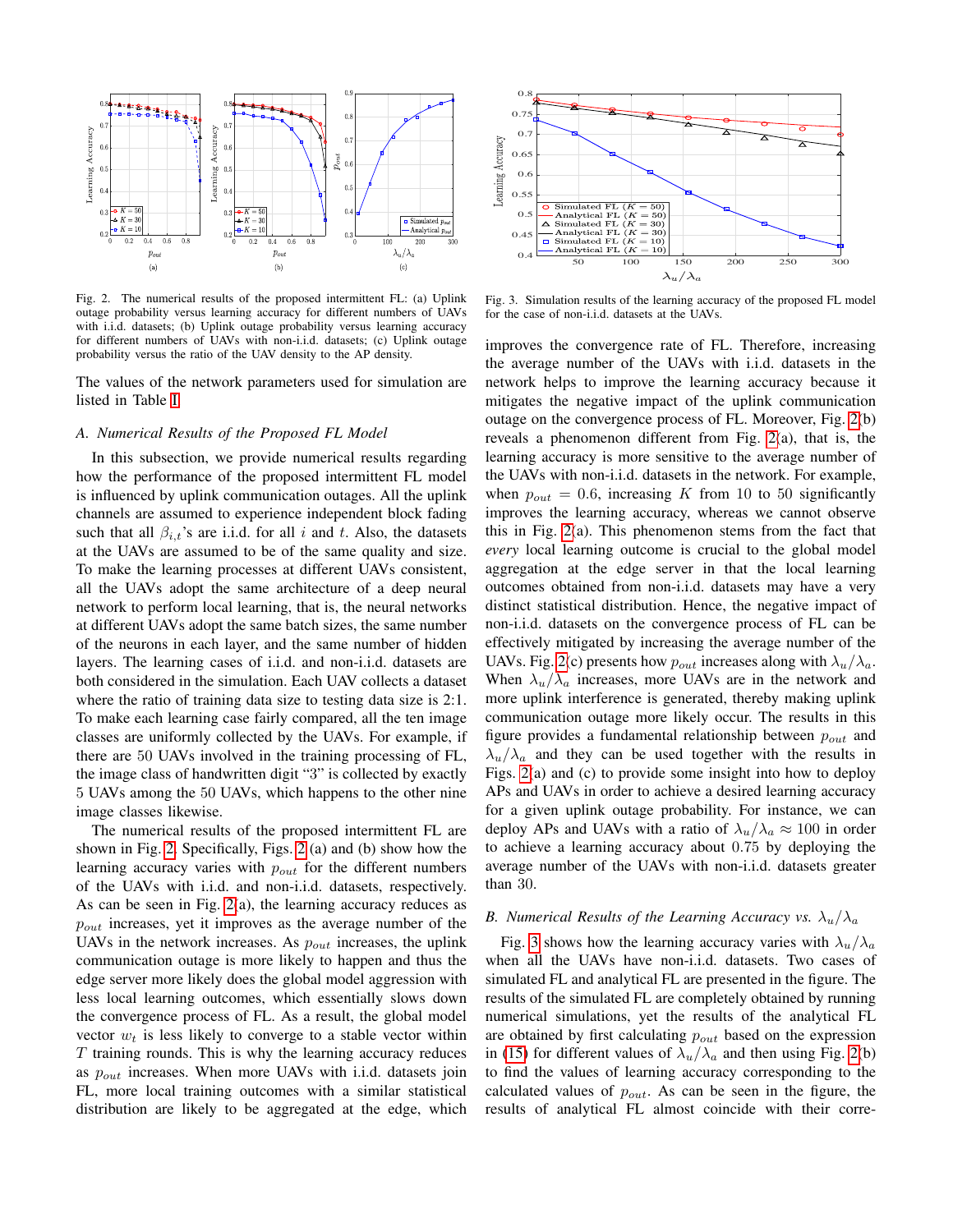Fig. 2. The numerical results of the proposed intermittent FL: (a) Uplink outage probability versus learning accuracy for different numbers of UAVs with i.i.d. datasets; (b) Uplink outage probability versus learning accuracy for different numbers of UAVs with non-i.i.d. datasets; (c) Uplink outage probability versus the ratio of the UAV density to the AP density.

Fig. 3. Simulation results of the learning accuracy of the proposed FL model for the case of non-i.i.d. datasets at the UAVs.

The values of the network parameters used for simulation are listed in Table I.

### A. Numerical Results of the Proposed FL Model

In this subsection, we provide numerical results regarding how the performance of the proposed intermittent FL model is influenced by uplink communication outages. All the uplink channels are assumed to experience independent block fading such that all $\beta_{i,t}$'s are i.i.d. for all $i$ and $t$. Also, the datasets at the UAVs are assumed to be of the same quality and size. To make the learning processes at different UAVs consistent, all the UAVs adopt the same architecture of a deep neural network to perform local learning, that is, the neural networks at different UAVs adopt the same batch sizes, the same number of the neurons in each layer, and the same number of hidden layers. The learning cases of i.i.d. and non-i.i.d. datasets are both considered in the simulation. Each UAV collects a dataset where the ratio of training data size to testing data size is 2:1. To make each learning case fairly compared, all the ten image classes are uniformly collected by the UAVs. For example, if there are 50 UAVs involved in the training processing of FL, the image class of handwritten digit "3" is collected by exactly 5 UAVs among the 50 UAVs, which happens to the other nine image classes likewise.

The numerical results of the proposed intermittent FL are shown in Fig. 2. Specifically, Figs. 2 (a) and (b) show how the learning accuracy varies with $p_{out}$ for the different numbers of the UAVs with i.i.d. and non-i.i.d. datasets, respectively. As can be seen in Fig. 2(a), the learning accuracy reduces as $p_{out}$ increases, yet it improves as the average number of the UAVs in the network increases. As $p_{out}$ increases, the uplink communication outage is more likely to happen and thus the edge server more likely does the global model aggregation with less local learning outcomes, which essentially slows down the convergence process of FL. As a result, the global model vector $w_t$ is less likely to converge to a stable vector within $T$ training rounds. This is why the learning accuracy reduces as $p_{out}$ increases. When more UAVs with i.i.d. datasets join FL, more local training outcomes with a similar statistical distribution are likely to be aggregated at the edge, which improves the convergence rate of FL. Therefore, increasing the average number of the UAVs with i.i.d. datasets in the network helps to improve the learning accuracy because it mitigates the negative impact of the uplink communication outage on the convergence process of FL. Moreover, Fig. 2(b) reveals a phenomenon different from Fig. 2(a), that is, the learning accuracy is more sensitive to the average number of the UAVs with non-i.i.d. datasets in the network. For example, when $p_{out} = 0.6$, increasing $K$ from 10 to 50 significantly improves the learning accuracy, whereas we cannot observe this in Fig. 2(a). This phenomenon stems from the fact that *every* local learning outcome is crucial to the global model aggregation at the edge server in that the local learning outcomes obtained from non-i.i.d. datasets may have a very distinct statistical distribution. Hence, the negative impact of non-i.i.d. datasets on the convergence process of FL can be effectively mitigated by increasing the average number of the UAVs. Fig. 2(c) presents how $p_{out}$ increases along with $\lambda_u/\lambda_a$. When $\lambda_u/\lambda_a$ increases, more UAVs are in the network and more uplink interference is generated, thereby making uplink communication outage more likely occur. The results in this figure provides a fundamental relationship between $p_{out}$ and $\lambda_u/\lambda_a$ and they can be used together with the results in Figs. 2(a) and (c) to provide some insight into how to deploy APs and UAVs in order to achieve a desired learning accuracy for a given uplink outage probability. For instance, we can deploy APs and UAVs with a ratio of $\lambda_u/\lambda_a \approx 100$ in order to achieve a learning accuracy about 0.75 by deploying the average number of the UAVs with non-i.i.d. datasets greater than 30.

### B. Numerical Results of the Learning Accuracy vs. $\lambda_u/\lambda_a$

Fig. 3 shows how the learning accuracy varies with $\lambda_u/\lambda_a$ when all the UAVs have non-i.i.d. datasets. Two cases of simulated FL and analytical FL are presented in the figure. The results of the simulated FL are completely obtained by running numerical simulations, yet the results of the analytical FL are obtained by first calculating $p_{out}$ based on the expression in (15) for different values of $\lambda_u/\lambda_a$ and then using Fig. 2(b) to find the values of learning accuracy corresponding to the calculated values of $p_{out}$. As can be seen in the figure, the results of analytical FL almost coincide with their corre-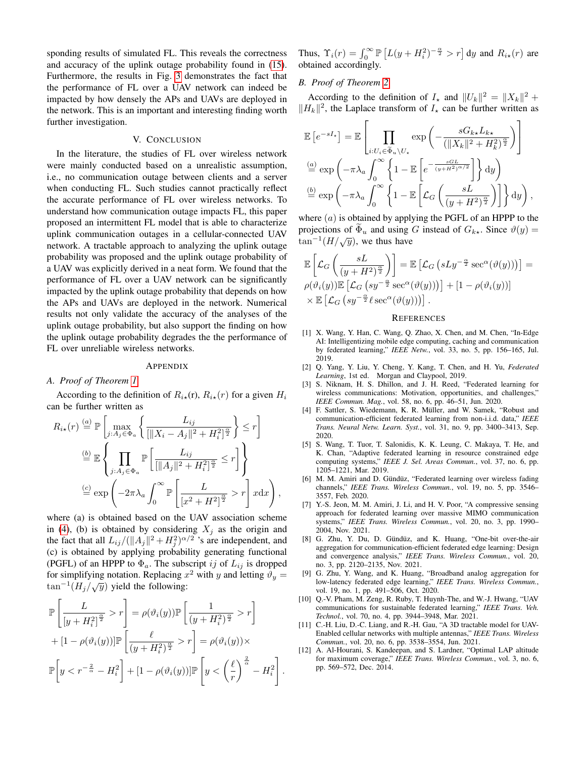sponding results of simulated FL. This reveals the correctness and accuracy of the uplink outage probability found in (15). Furthermore, the results in Fig. 3 demonstrates the fact that the performance of FL over a UAV network can indeed be impacted by how densely the APs and UAVs are deployed in the network. This is an important and interesting finding worth further investigation.

## V. Conclusion

In the literature, the studies of FL over wireless network were mainly conducted based on a unrealistic assumption, i.e., no communication outage between clients and a server when conducting FL. Such studies cannot practically reflect the accurate performance of FL over wireless networks. To understand how communication outage impacts FL, this paper proposed an intermittent FL model that is able to characterize uplink communication outages in a cellular-connected UAV network. A tractable approach to analyzing the uplink outage probability was proposed and the uplink outage probability of a UAV was explicitly derived in a neat form. We found that the performance of FL over a UAV network can be significantly impacted by the uplink outage probability that depends on how the APs and UAVs are deployed in the network. Numerical results not only validate the accuracy of the analyses of the uplink outage probability, but also support the finding on how the uplink outage probability degrades the the performance of FL over unreliable wireless networks.

## Appendix

### A. Proof of Theorem 1

According to the definition of $R_{i\star}$(r), $R_{i\star}(r)$ for a given $H_i$ can be further written as

$$
\begin{aligned}
R_{i\star}(r) &\overset{(a)}{=} \mathbb{P}\left[\max_{j:A_j\in\Phi_a}\left\{\frac{L_{ij}}{[\|X_i-A_j\|^2+H_i^2]^{\frac{\alpha}{2}}}\right\}\leq r\right]\\
&\overset{(b)}{=} \mathbb{E}\left\{\prod_{j:A_j\in\Phi_a}\mathbb{P}\left[\frac{L_{ij}}{[\|A_j\|^2+H_i^2]^{\frac{\alpha}{2}}}\leq r\right]\right\}\\
&\overset{(c)}{=} \exp\left(-2\pi\lambda_a\int_0^{\infty}\mathbb{P}\left[\frac{L}{[x^2+H^2]^{\frac{\alpha}{2}}}>r\right]x\mathrm{d}x\right),
\end{aligned}
$$

where (a) is obtained based on the UAV association scheme in (4), (b) is obtained by considering $X_j$ as the origin and the fact that all $L_{ij}/(\|A_j\|^2+H_j^2)^{\alpha/2}$ 's are independent, and (c) is obtained by applying probability generating functional (PGFL) of an HPPP to $\Phi_a$. The subscript $ij$ of $L_{ij}$ is dropped for simplifying notation. Replacing $x^2$ with $y$ and letting $\vartheta_y=\tan^{-1}(H_j/\sqrt{y})$ yield the following:

$$
\begin{aligned}
&\mathbb{P}\left[\frac{L}{[y+H_i^2]^{\frac{\alpha}{2}}}>r\right]=\rho(\vartheta_i(y))\mathbb{P}\left[\frac{1}{(y+H_i^2)^{\frac{\alpha}{2}}}>r\right]\\
&+[1-\rho(\vartheta_i(y))]\mathbb{P}\left[\frac{\ell}{(y+H_i^2)^{\frac{\alpha}{2}}}>r\right]=\rho(\vartheta_i(y))\times\\
&\mathbb{P}\left[y<r^{-\frac{2}{\alpha}}-H_i^2\right]+[1-\rho(\vartheta_i(y))]\mathbb{P}\left[y<\left(\frac{\ell}{r}\right)^{\frac{2}{\alpha}}-H_i^2\right].
\end{aligned}
$$

Thus, $\Upsilon_i(r)=\int_0^{\infty}\mathbb{P}\left[L(y+H_i^2)^{-\frac{\alpha}{2}}>r\right]\mathrm{d}y$ and $R_{i\star}(r)$ are obtained accordingly.

### B. Proof of Theorem 2

According to the definition of $I_\star$ and $\|U_k\|^2=\|X_k\|^2+\|H_k\|^2$, the Laplace transform of $I_\star$ can be further written as

$$
\begin{aligned}
\mathbb{E}\left[e^{-sI_\star}\right]&=\mathbb{E}\left[\prod_{i:U_i\in\widetilde{\Phi}_u\setminus U_\star}\exp\left(-\frac{sG_{k\star}L_{k\star}}{(\|X_k\|^2+H_k^2)^{\frac{\alpha}{2}}}\right)\right]\\
&\overset{(a)}{=}\exp\left(-\pi\lambda_a\int_0^{\infty}\left\{1-\mathbb{E}\left[e^{-\frac{sGL}{(y+H^2)^{\alpha/2}}}\right]\right\}\mathrm{d}y\right)\\
&\overset{(b)}{=}\exp\left(-\pi\lambda_a\int_0^{\infty}\left\{1-\mathbb{E}\left[\mathcal{L}_G\left(\frac{sL}{(y+H^2)^{\frac{\alpha}{2}}}\right)\right]\right\}\mathrm{d}y\right),
\end{aligned}
$$

where $(a)$ is obtained by applying the PGFL of an HPPP to the projections of $\widetilde{\Phi}_u$ and using $G$ instead of $G_{k\star}$. Since $\vartheta(y)=\tan^{-1}(H/\sqrt{y})$, we thus have

$$
\begin{aligned}
&\mathbb{E}\left[\mathcal{L}_G\left(\frac{sL}{(y+H^2)^{\frac{\alpha}{2}}}\right)\right]=\mathbb{E}\left[\mathcal{L}_G\left(sLy^{-\frac{\alpha}{2}}\sec^{\alpha}(\vartheta(y))\right)\right]=\\
&\rho(\vartheta_i(y))\mathbb{E}\left[\mathcal{L}_G\left(sy^{-\frac{\alpha}{2}}\sec^{\alpha}(\vartheta(y))\right)\right]+[1-\rho(\vartheta_i(y))]\\
&\times\mathbb{E}\left[\mathcal{L}_G\left(sy^{-\frac{\alpha}{2}}\ell\sec^{\alpha}(\vartheta(y))\right)\right].
\end{aligned}
$$

## References

[1] X. Wang, Y. Han, C. Wang, Q. Zhao, X. Chen, and M. Chen, "In-Edge AI: Intelligentizing mobile edge computing, caching and communication by federated learning," *IEEE Netw.*, vol. 33, no. 5, pp. 156–165, Jul. 2019.

[2] Q. Yang, Y. Liu, Y. Cheng, Y. Kang, T. Chen, and H. Yu, *Federated Learning*, 1st ed. Morgan and Claypool, 2019.

[3] S. Niknam, H. S. Dhillon, and J. H. Reed, "Federated learning for wireless communications: Motivation, opportunities, and challenges," *IEEE Commun. Mag.*, vol. 58, no. 6, pp. 46–51, Jun. 2020.

[4] F. Sattler, S. Wiedemann, K. R. Müller, and W. Samek, "Robust and communication-efficient federated learning from non-i.i.d. data," *IEEE Trans. Neural Netw. Learn. Syst.*, vol. 31, no. 9, pp. 3400–3413, Sep. 2020.

[5] S. Wang, T. Tuor, T. Salonidis, K. K. Leung, C. Makaya, T. He, and K. Chan, "Adaptive federated learning in resource constrained edge computing systems," *IEEE J. Sel. Areas Commun.*, vol. 37, no. 6, pp. 1205–1221, Mar. 2019.

[6] M. M. Amiri and D. Gündüz, "Federated learning over wireless fading channels," *IEEE Trans. Wireless Commun.*, vol. 19, no. 5, pp. 3546–3557, Feb. 2020.

[7] Y.-S. Jeon, M. M. Amiri, J. Li, and H. V. Poor, "A compressive sensing approach for federated learning over massive MIMO communication systems," *IEEE Trans. Wireless Commun.*, vol. 20, no. 3, pp. 1990–2004, Nov. 2021.

[8] G. Zhu, Y. Du, D. Gündüz, and K. Huang, "One-bit over-the-air aggregation for communication-efficient federated edge learning: Design and convergence analysis," *IEEE Trans. Wireless Commun.*, vol. 20, no. 3, pp. 2120–2135, Nov. 2021.

[9] G. Zhu, Y. Wang, and K. Huang, "Broadband analog aggregation for low-latency federated edge learning," *IEEE Trans. Wireless Commun.*, vol. 19, no. 1, pp. 491–506, Oct. 2020.

[10] Q.-V. Pham, M. Zeng, R. Ruby, T. Huynh-The, and W.-J. Hwang, "UAV communications for sustainable federated learning," *IEEE Trans. Veh. Technol.*, vol. 70, no. 4, pp. 3944–3948, Mar. 2021.

[11] C.-H. Liu, D.-C. Liang, and R.-H. Gau, "A 3D tractable model for UAV-Enabled cellular networks with multiple antennas," *IEEE Trans. Wireless Commun.*, vol. 20, no. 6, pp. 3538–3554, Jun. 2021.

[12] A. Al-Hourani, S. Kandeepan, and S. Lardner, "Optimal LAP altitude for maximum coverage," *IEEE Trans. Wireless Commun.*, vol. 3, no. 6, pp. 569–572, Dec. 2014.